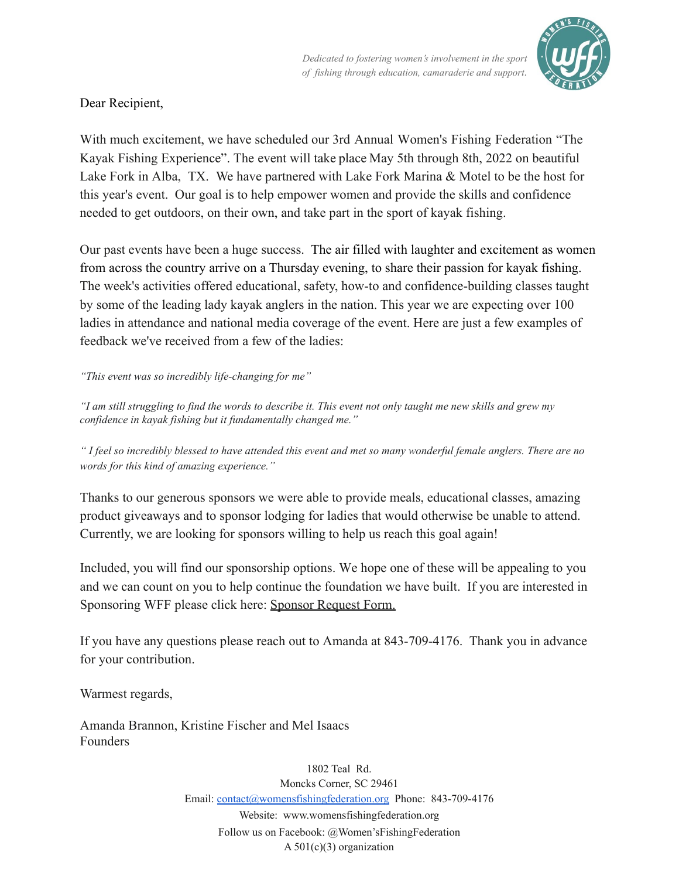*Dedicated to fostering women's involvement in the sport of fishing through education, camaraderie and support.*

Dear Recipient,

With much excitement, we have scheduled our 3rd Annual Women's Fishing Federation "The Kayak Fishing Experience". The event will take place May 5th through 8th, 2022 on beautiful Lake Fork in Alba, TX. We have partnered with Lake Fork Marina & Motel to be the host for this year's event. Our goal is to help empower women and provide the skills and confidence needed to get outdoors, on their own, and take part in the sport of kayak fishing.

Our past events have been a huge success. The air filled with laughter and excitement as women from across the country arrive on a Thursday evening, to share their passion for kayak fishing. The week's activities offered educational, safety, how-to and confidence-building classes taught by some of the leading lady kayak anglers in the nation. This year we are expecting over 100 ladies in attendance and national media coverage of the event. Here are just a few examples of feedback we've received from a few of the ladies:

*"This event was so incredibly life-changing for me"*

*"I am still struggling to find the words to describe it. This event not only taught me new skills and grew my confidence in kayak fishing but it fundamentally changed me."*

*" I feel so incredibly blessed to have attended this event and met so many wonderful female anglers. There are no words for this kind of amazing experience."*

Thanks to our generous sponsors we were able to provide meals, educational classes, amazing product giveaways and to sponsor lodging for ladies that would otherwise be unable to attend. Currently, we are looking for sponsors willing to help us reach this goal again!

Included, you will find our sponsorship options. We hope one of these will be appealing to you and we can count on you to help continue the foundation we have built. If you are interested in Sponsoring WFF please click here: Sponsor Request Form.

If you have any questions please reach out to Amanda at 843-709-4176. Thank you in advance for your contribution.

Warmest regards,

Amanda Brannon, Kristine Fischer and Mel Isaacs
Founders

1802 Teal Rd.
Moncks Corner, SC 29461
Email: contact@womensfishingfederation.org Phone: 843-709-4176
Website: www.womensfishingfederation.org
Follow us on Facebook: @Women'sFishingFederation
A 501(c)(3) organization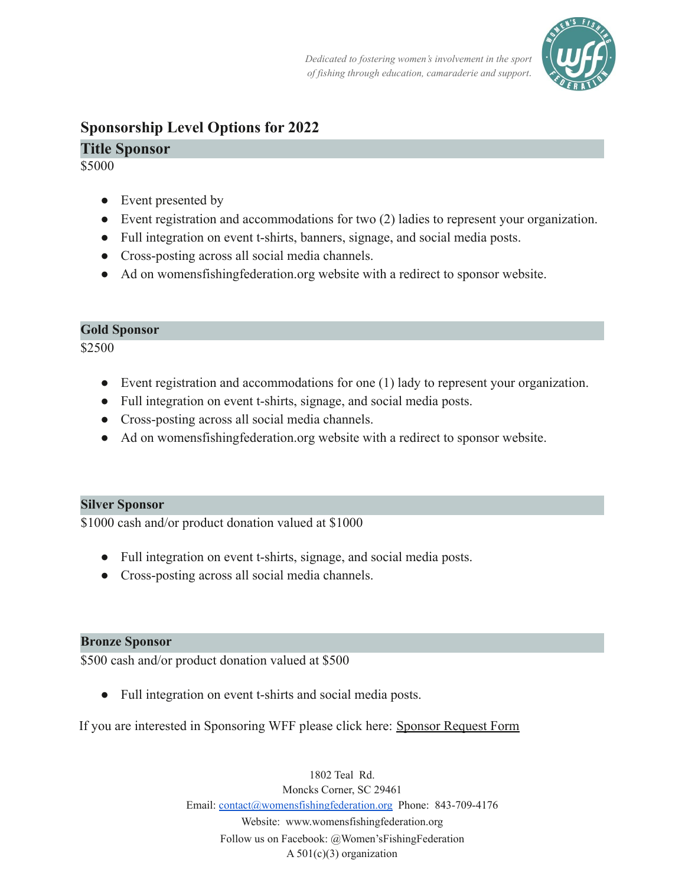*Dedicated to fostering women's involvement in the sport of fishing through education, camaraderie and support.*

## Sponsorship Level Options for 2022

### Title Sponsor

$5000

- Event presented by
- Event registration and accommodations for two (2) ladies to represent your organization.
- Full integration on event t-shirts, banners, signage, and social media posts.
- Cross-posting across all social media channels.
- Ad on womensfishingfederation.org website with a redirect to sponsor website.

### Gold Sponsor

$2500

- Event registration and accommodations for one (1) lady to represent your organization.
- Full integration on event t-shirts, signage, and social media posts.
- Cross-posting across all social media channels.
- Ad on womensfishingfederation.org website with a redirect to sponsor website.

### Silver Sponsor

$1000 cash and/or product donation valued at $1000

- Full integration on event t-shirts, signage, and social media posts.
- Cross-posting across all social media channels.

### Bronze Sponsor

$500 cash and/or product donation valued at $500

- Full integration on event t-shirts and social media posts.

If you are interested in Sponsoring WFF please click here: Sponsor Request Form

1802 Teal Rd.
Moncks Corner, SC 29461
Email: contact@womensfishingfederation.org Phone: 843-709-4176
Website: www.womensfishingfederation.org
Follow us on Facebook: @Women'sFishingFederation
A 501(c)(3) organization